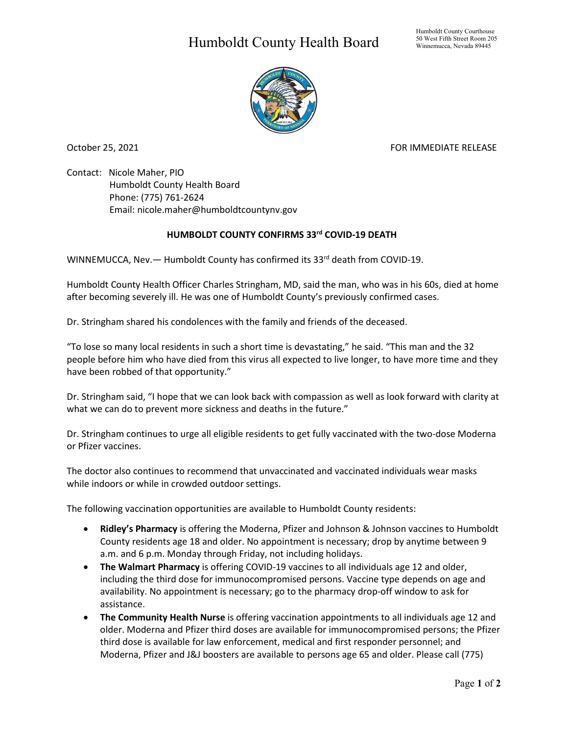# Humboldt County Health Board

Humboldt County Courthouse
50 West Fifth Street Room 205
Winnemucca, Nevada 89445

October 25, 2021

FOR IMMEDIATE RELEASE

Contact: Nicole Maher, PIO
Humboldt County Health Board
Phone: (775) 761-2624
Email: nicole.maher@humboldtcountynv.gov

## HUMBOLDT COUNTY CONFIRMS 33rd COVID-19 DEATH

WINNEMUCCA, Nev.— Humboldt County has confirmed its 33rd death from COVID-19.

Humboldt County Health Officer Charles Stringham, MD, said the man, who was in his 60s, died at home after becoming severely ill. He was one of Humboldt County's previously confirmed cases.

Dr. Stringham shared his condolences with the family and friends of the deceased.

"To lose so many local residents in such a short time is devastating," he said. "This man and the 32 people before him who have died from this virus all expected to live longer, to have more time and they have been robbed of that opportunity."

Dr. Stringham said, "I hope that we can look back with compassion as well as look forward with clarity at what we can do to prevent more sickness and deaths in the future."

Dr. Stringham continues to urge all eligible residents to get fully vaccinated with the two-dose Moderna or Pfizer vaccines.

The doctor also continues to recommend that unvaccinated and vaccinated individuals wear masks while indoors or while in crowded outdoor settings.

The following vaccination opportunities are available to Humboldt County residents:

- **Ridley's Pharmacy** is offering the Moderna, Pfizer and Johnson & Johnson vaccines to Humboldt County residents age 18 and older. No appointment is necessary; drop by anytime between 9 a.m. and 6 p.m. Monday through Friday, not including holidays.
- **The Walmart Pharmacy** is offering COVID-19 vaccines to all individuals age 12 and older, including the third dose for immunocompromised persons. Vaccine type depends on age and availability. No appointment is necessary; go to the pharmacy drop-off window to ask for assistance.
- **The Community Health Nurse** is offering vaccination appointments to all individuals age 12 and older. Moderna and Pfizer third doses are available for immunocompromised persons; the Pfizer third dose is available for law enforcement, medical and first responder personnel; and Moderna, Pfizer and J&J boosters are available to persons age 65 and older. Please call (775)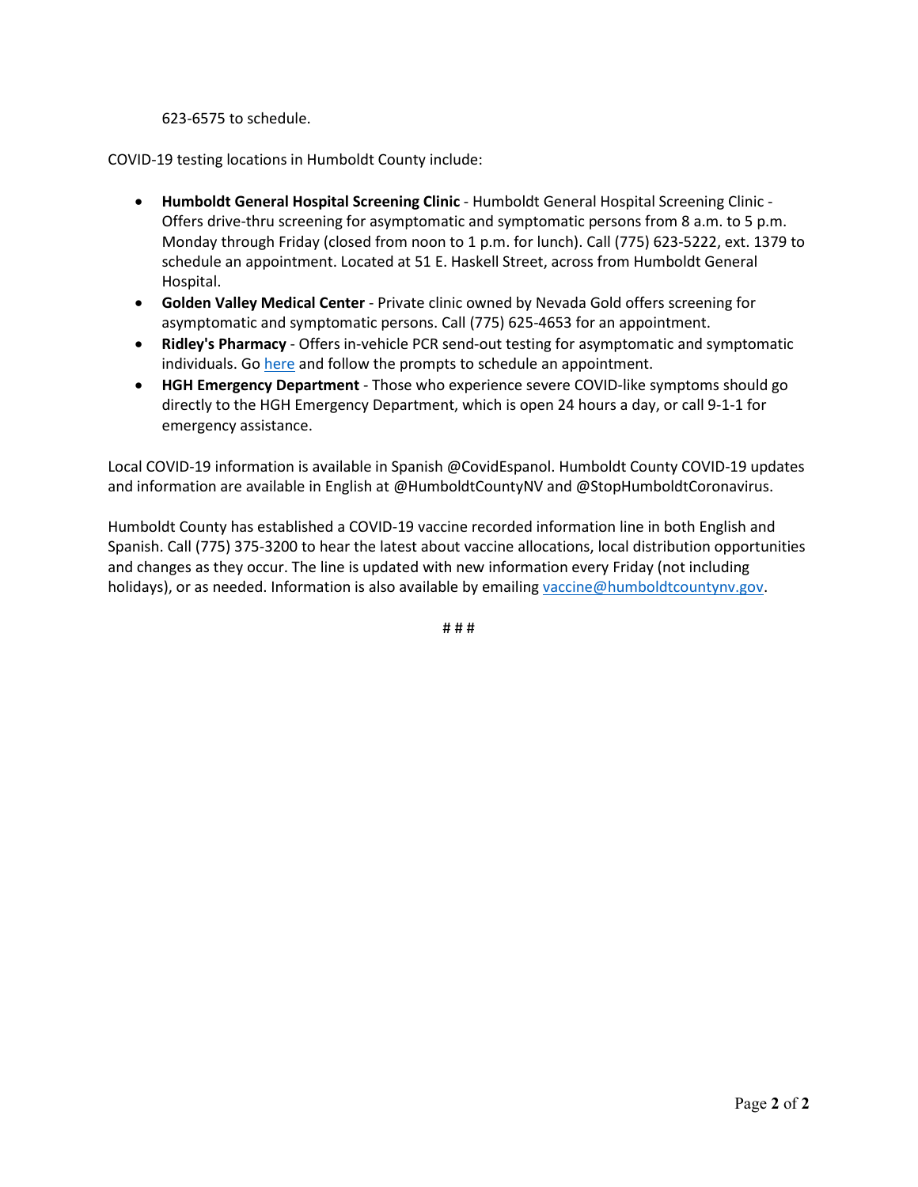623-6575 to schedule.

COVID-19 testing locations in Humboldt County include:

- **Humboldt General Hospital Screening Clinic** - Humboldt General Hospital Screening Clinic - Offers drive-thru screening for asymptomatic and symptomatic persons from 8 a.m. to 5 p.m. Monday through Friday (closed from noon to 1 p.m. for lunch). Call (775) 623-5222, ext. 1379 to schedule an appointment. Located at 51 E. Haskell Street, across from Humboldt General Hospital.
- **Golden Valley Medical Center** - Private clinic owned by Nevada Gold offers screening for asymptomatic and symptomatic persons. Call (775) 625-4653 for an appointment.
- **Ridley's Pharmacy** - Offers in-vehicle PCR send-out testing for asymptomatic and symptomatic individuals. Go here and follow the prompts to schedule an appointment.
- **HGH Emergency Department** - Those who experience severe COVID-like symptoms should go directly to the HGH Emergency Department, which is open 24 hours a day, or call 9-1-1 for emergency assistance.

Local COVID-19 information is available in Spanish @CovidEspanol. Humboldt County COVID-19 updates and information are available in English at @HumboldtCountyNV and @StopHumboldtCoronavirus.

Humboldt County has established a COVID-19 vaccine recorded information line in both English and Spanish. Call (775) 375-3200 to hear the latest about vaccine allocations, local distribution opportunities and changes as they occur. The line is updated with new information every Friday (not including holidays), or as needed. Information is also available by emailing vaccine@humboldtcountynv.gov.

# # #